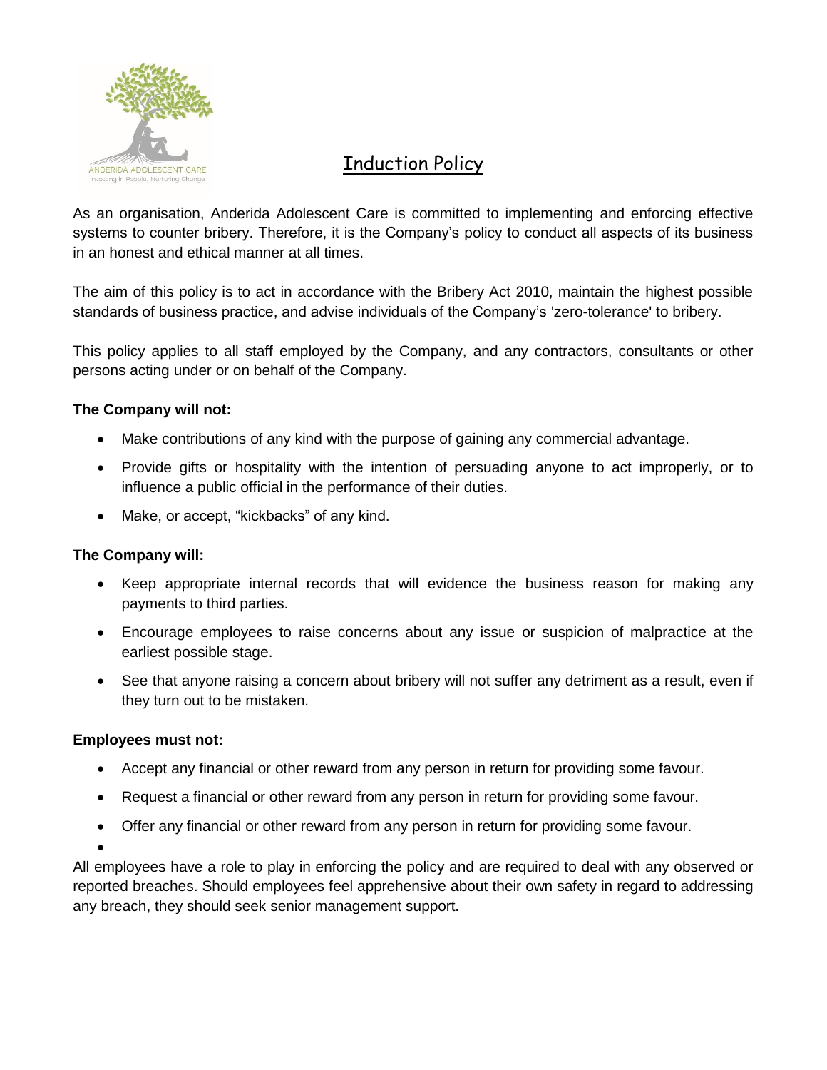# Induction Policy

As an organisation, Anderida Adolescent Care is committed to implementing and enforcing effective systems to counter bribery. Therefore, it is the Company's policy to conduct all aspects of its business in an honest and ethical manner at all times.

The aim of this policy is to act in accordance with the Bribery Act 2010, maintain the highest possible standards of business practice, and advise individuals of the Company's 'zero-tolerance' to bribery.

This policy applies to all staff employed by the Company, and any contractors, consultants or other persons acting under or on behalf of the Company.

**The Company will not:**

- Make contributions of any kind with the purpose of gaining any commercial advantage.
- Provide gifts or hospitality with the intention of persuading anyone to act improperly, or to influence a public official in the performance of their duties.
- Make, or accept, "kickbacks" of any kind.

**The Company will:**

- Keep appropriate internal records that will evidence the business reason for making any payments to third parties.
- Encourage employees to raise concerns about any issue or suspicion of malpractice at the earliest possible stage.
- See that anyone raising a concern about bribery will not suffer any detriment as a result, even if they turn out to be mistaken.

**Employees must not:**

- Accept any financial or other reward from any person in return for providing some favour.
- Request a financial or other reward from any person in return for providing some favour.
- Offer any financial or other reward from any person in return for providing some favour.

All employees have a role to play in enforcing the policy and are required to deal with any observed or reported breaches. Should employees feel apprehensive about their own safety in regard to addressing any breach, they should seek senior management support.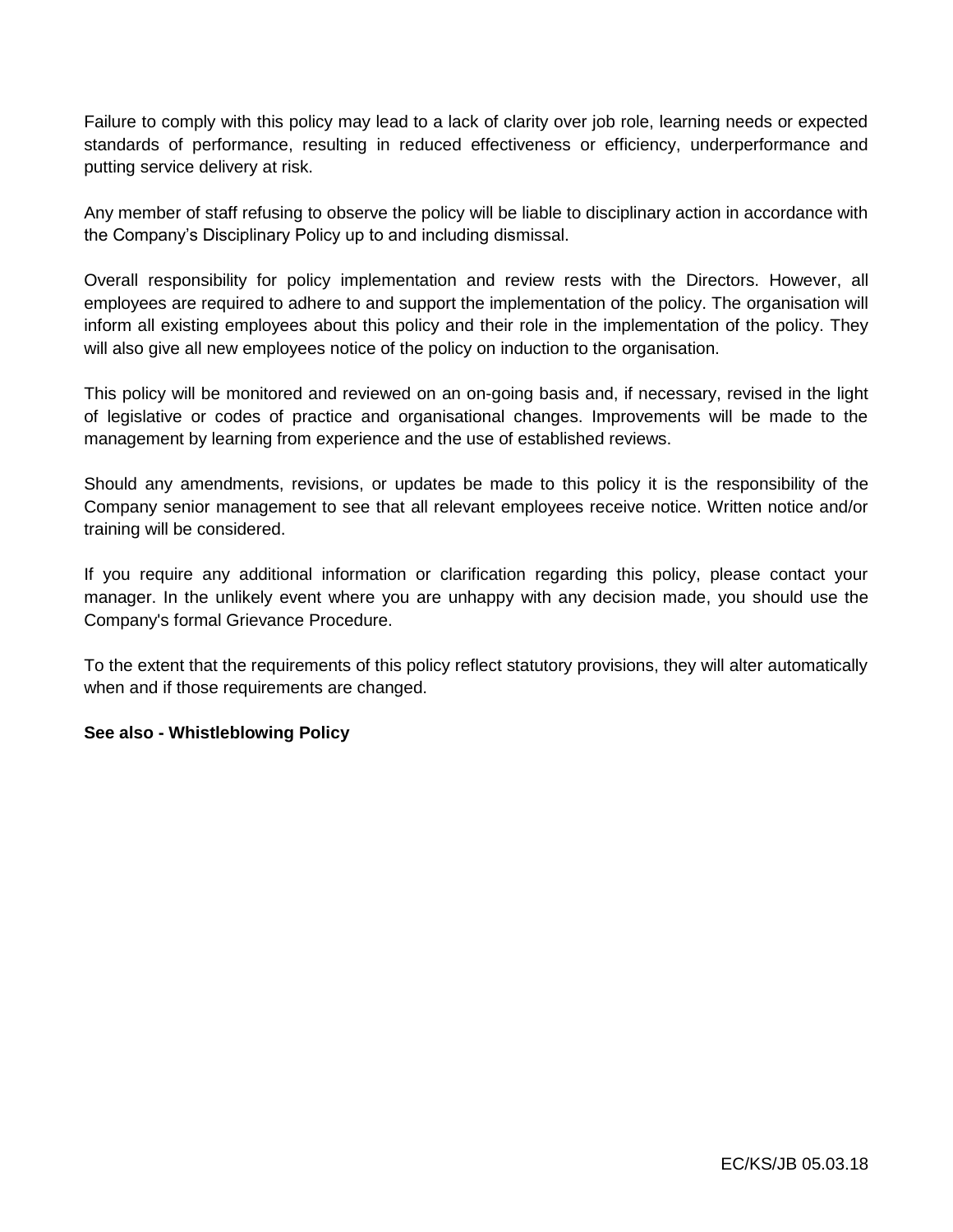Failure to comply with this policy may lead to a lack of clarity over job role, learning needs or expected standards of performance, resulting in reduced effectiveness or efficiency, underperformance and putting service delivery at risk.

Any member of staff refusing to observe the policy will be liable to disciplinary action in accordance with the Company's Disciplinary Policy up to and including dismissal.

Overall responsibility for policy implementation and review rests with the Directors. However, all employees are required to adhere to and support the implementation of the policy. The organisation will inform all existing employees about this policy and their role in the implementation of the policy. They will also give all new employees notice of the policy on induction to the organisation.

This policy will be monitored and reviewed on an on-going basis and, if necessary, revised in the light of legislative or codes of practice and organisational changes. Improvements will be made to the management by learning from experience and the use of established reviews.

Should any amendments, revisions, or updates be made to this policy it is the responsibility of the Company senior management to see that all relevant employees receive notice. Written notice and/or training will be considered.

If you require any additional information or clarification regarding this policy, please contact your manager. In the unlikely event where you are unhappy with any decision made, you should use the Company's formal Grievance Procedure.

To the extent that the requirements of this policy reflect statutory provisions, they will alter automatically when and if those requirements are changed.

**See also - Whistleblowing Policy**

EC/KS/JB 05.03.18